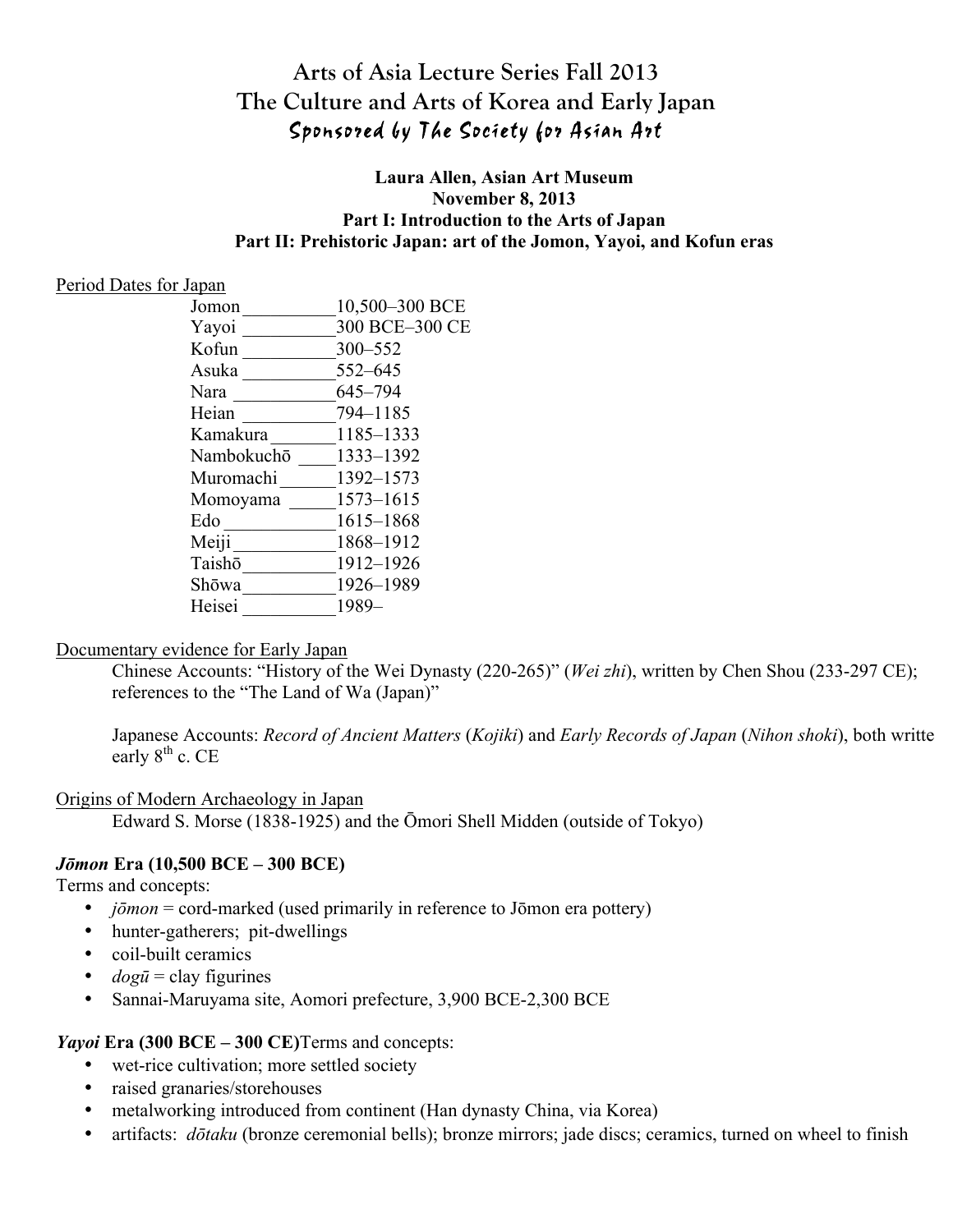# Arts of Asia Lecture Series Fall 2013
# The Culture and Arts of Korea and Early Japan
## Sponsored by The Society for Asian Art

**Laura Allen, Asian Art Museum**
**November 8, 2013**
**Part I: Introduction to the Arts of Japan**
**Part II: Prehistoric Japan: art of the Jomon, Yayoi, and Kofun eras**

Period Dates for Japan

| Period | Dates |
| --- | --- |
| Jomon | 10,500–300 BCE |
| Yayoi | 300 BCE–300 CE |
| Kofun | 300–552 |
| Asuka | 552–645 |
| Nara | 645–794 |
| Heian | 794–1185 |
| Kamakura | 1185–1333 |
| Nambokuchō | 1333–1392 |
| Muromachi | 1392–1573 |
| Momoyama | 1573–1615 |
| Edo | 1615–1868 |
| Meiji | 1868–1912 |
| Taishō | 1912–1926 |
| Shōwa | 1926–1989 |
| Heisei | 1989– |

Documentary evidence for Early Japan

Chinese Accounts: "History of the Wei Dynasty (220-265)" (*Wei zhi*), written by Chen Shou (233-297 CE); references to the "The Land of Wa (Japan)"

Japanese Accounts: *Record of Ancient Matters* (*Kojiki*) and *Early Records of Japan* (*Nihon shoki*), both writte early 8th c. CE

Origins of Modern Archaeology in Japan

Edward S. Morse (1838-1925) and the Ōmori Shell Midden (outside of Tokyo)

### *Jōmon* Era (10,500 BCE – 300 BCE)

Terms and concepts:

- *jōmon* = cord-marked (used primarily in reference to Jōmon era pottery)
- hunter-gatherers; pit-dwellings
- coil-built ceramics
- *dogū* = clay figurines
- Sannai-Maruyama site, Aomori prefecture, 3,900 BCE-2,300 BCE

### *Yayoi* Era (300 BCE – 300 CE)

Terms and concepts:

- wet-rice cultivation; more settled society
- raised granaries/storehouses
- metalworking introduced from continent (Han dynasty China, via Korea)
- artifacts: *dōtaku* (bronze ceremonial bells); bronze mirrors; jade discs; ceramics, turned on wheel to finish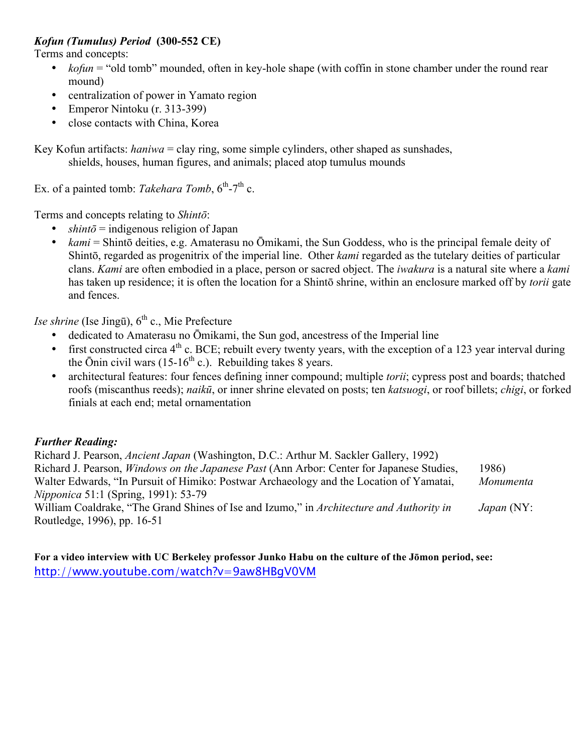***Kofun (Tumulus) Period*** **(300-552 CE)**

Terms and concepts:

- *kofun* = "old tomb" mounded, often in key-hole shape (with coffin in stone chamber under the round rear mound)
- centralization of power in Yamato region
- Emperor Nintoku (r. 313-399)
- close contacts with China, Korea

Key Kofun artifacts: *haniwa* = clay ring, some simple cylinders, other shaped as sunshades, shields, houses, human figures, and animals; placed atop tumulus mounds

Ex. of a painted tomb: *Takehara Tomb*, 6th-7th c.

Terms and concepts relating to *Shintō*:

- *shintō* = indigenous religion of Japan
- *kami* = Shintō deities, e.g. Amaterasu no Ōmikami, the Sun Goddess, who is the principal female deity of Shintō, regarded as progenitrix of the imperial line. Other *kami* regarded as the tutelary deities of particular clans. *Kami* are often embodied in a place, person or sacred object. The *iwakura* is a natural site where a *kami* has taken up residence; it is often the location for a Shintō shrine, within an enclosure marked off by *torii* gate and fences.

*Ise shrine* (Ise Jingū), 6th c., Mie Prefecture

- dedicated to Amaterasu no Ōmikami, the Sun god, ancestress of the Imperial line
- first constructed circa 4th c. BCE; rebuilt every twenty years, with the exception of a 123 year interval during the Ōnin civil wars (15-16th c.). Rebuilding takes 8 years.
- architectural features: four fences defining inner compound; multiple *torii*; cypress post and boards; thatched roofs (miscanthus reeds); *naikū*, or inner shrine elevated on posts; ten *katsuogi*, or roof billets; *chigi*, or forked finials at each end; metal ornamentation

***Further Reading:***

Richard J. Pearson, *Ancient Japan* (Washington, D.C.: Arthur M. Sackler Gallery, 1992)

Richard J. Pearson, *Windows on the Japanese Past* (Ann Arbor: Center for Japanese Studies, 1986)

Walter Edwards, "In Pursuit of Himiko: Postwar Archaeology and the Location of Yamatai, *Monumenta Nipponica* 51:1 (Spring, 1991): 53-79

William Coaldrake, "The Grand Shines of Ise and Izumo," in *Architecture and Authority in Japan* (NY: Routledge, 1996), pp. 16-51

**For a video interview with UC Berkeley professor Junko Habu on the culture of the Jōmon period, see:**
http://www.youtube.com/watch?v=9aw8HBgV0VM